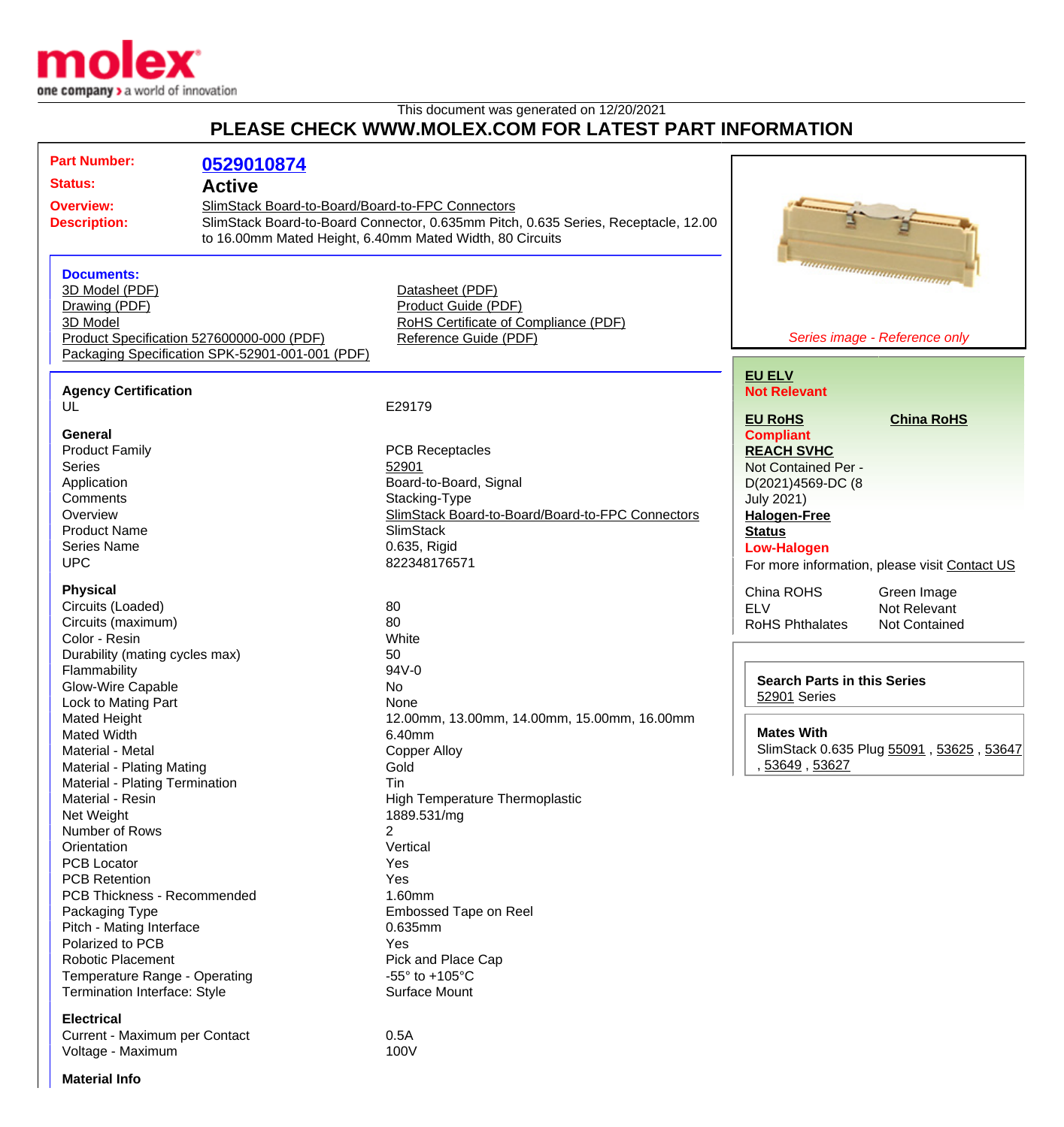This document was generated on 12/20/2021

# PLEASE CHECK WWW.MOLEX.COM FOR LATEST PART INFORMATION

**Part Number:** 0529010874

**Status:** Active

**Overview:** SlimStack Board-to-Board/Board-to-FPC Connectors

**Description:** SlimStack Board-to-Board Connector, 0.635mm Pitch, 0.635 Series, Receptacle, 12.00 to 16.00mm Mated Height, 6.40mm Mated Width, 80 Circuits

*Series image - Reference only*

**Documents:**

- 3D Model (PDF)
- Drawing (PDF)
- 3D Model
- Product Specification 527600000-000 (PDF)
- Packaging Specification SPK-52901-001-001 (PDF)
- Datasheet (PDF)
- Product Guide (PDF)
- RoHS Certificate of Compliance (PDF)
- Reference Guide (PDF)

**EU ELV**
Not Relevant

**EU RoHS**
Compliant

**China RoHS**

**REACH SVHC**
Not Contained Per - D(2021)4569-DC (8 July 2021)

**Halogen-Free Status**
Low-Halogen

For more information, please visit Contact US

| | |
|---|---|
| China ROHS | Green Image |
| ELV | Not Relevant |
| RoHS Phthalates | Not Contained |

**Search Parts in this Series**
52901 Series

**Mates With**
SlimStack 0.635 Plug 55091 , 53625 , 53647 , 53649 , 53627

### Agency Certification

| | |
|---|---|
| UL | E29179 |

### General

| | |
|---|---|
| Product Family | PCB Receptacles |
| Series | 52901 |
| Application | Board-to-Board, Signal |
| Comments | Stacking-Type |
| Overview | SlimStack Board-to-Board/Board-to-FPC Connectors |
| Product Name | SlimStack |
| Series Name | 0.635, Rigid |
| UPC | 822348176571 |

### Physical

| | |
|---|---|
| Circuits (Loaded) | 80 |
| Circuits (maximum) | 80 |
| Color - Resin | White |
| Durability (mating cycles max) | 50 |
| Flammability | 94V-0 |
| Glow-Wire Capable | No |
| Lock to Mating Part | None |
| Mated Height | 12.00mm, 13.00mm, 14.00mm, 15.00mm, 16.00mm |
| Mated Width | 6.40mm |
| Material - Metal | Copper Alloy |
| Material - Plating Mating | Gold |
| Material - Plating Termination | Tin |
| Material - Resin | High Temperature Thermoplastic |
| Net Weight | 1889.531/mg |
| Number of Rows | 2 |
| Orientation | Vertical |
| PCB Locator | Yes |
| PCB Retention | Yes |
| PCB Thickness - Recommended | 1.60mm |
| Packaging Type | Embossed Tape on Reel |
| Pitch - Mating Interface | 0.635mm |
| Polarized to PCB | Yes |
| Robotic Placement | Pick and Place Cap |
| Temperature Range - Operating | -55° to +105°C |
| Termination Interface: Style | Surface Mount |

### Electrical

| | |
|---|---|
| Current - Maximum per Contact | 0.5A |
| Voltage - Maximum | 100V |

### Material Info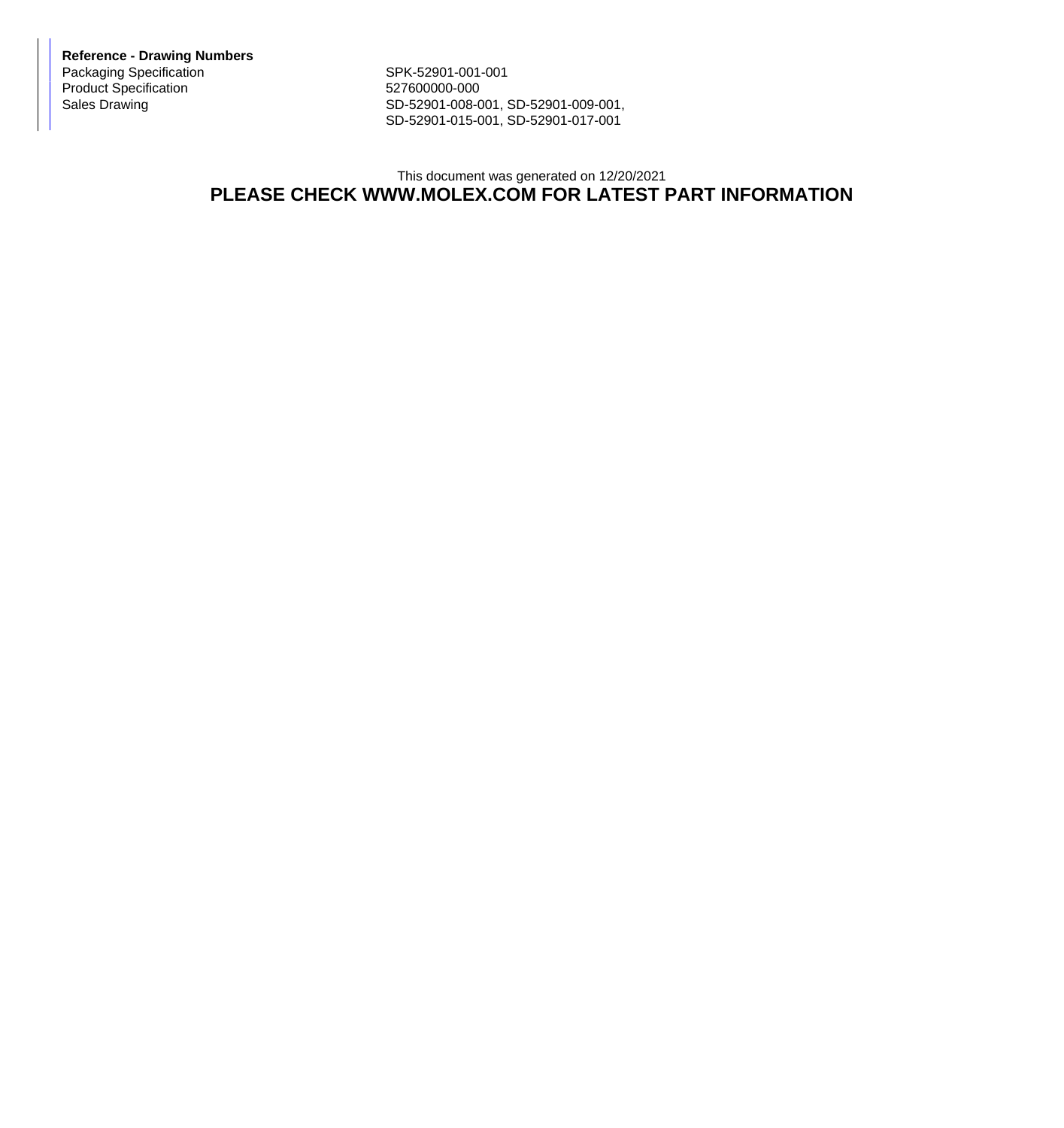**Reference - Drawing Numbers**

| | |
|---|---|
| Packaging Specification | SPK-52901-001-001 |
| Product Specification | 527600000-000 |
| Sales Drawing | SD-52901-008-001, SD-52901-009-001, SD-52901-015-001, SD-52901-017-001 |

This document was generated on 12/20/2021

**PLEASE CHECK WWW.MOLEX.COM FOR LATEST PART INFORMATION**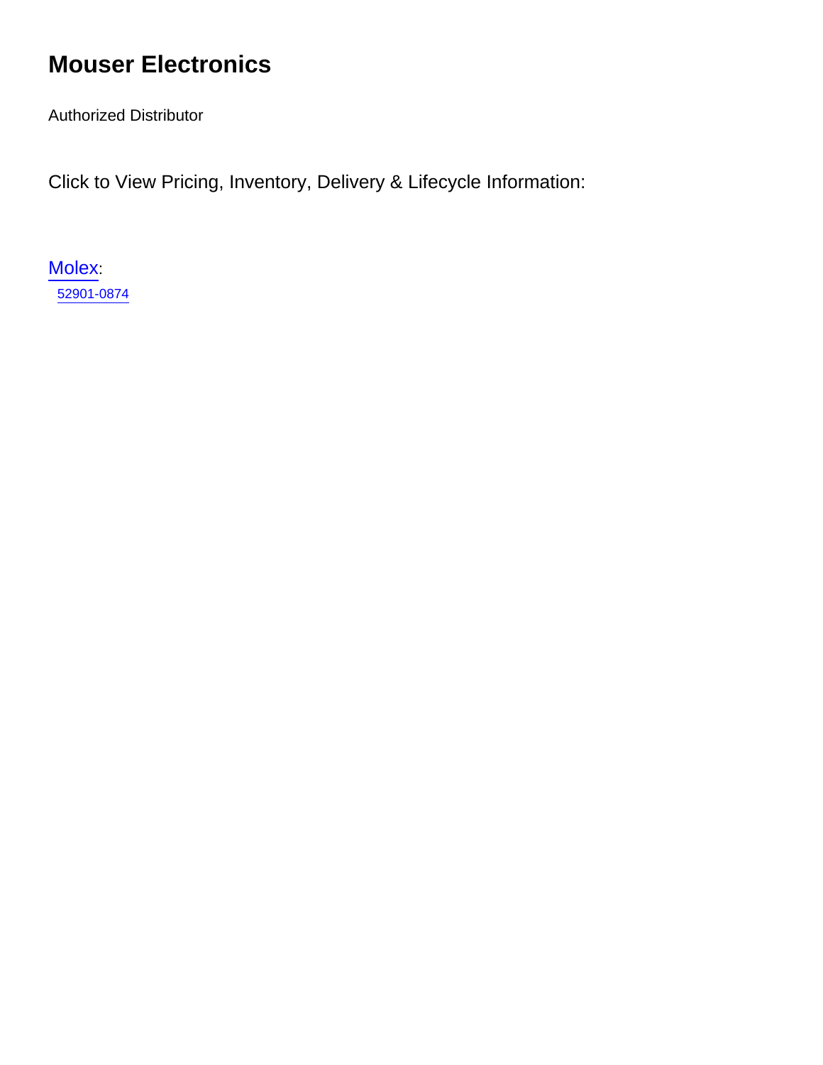# Mouser Electronics

Authorized Distributor

Click to View Pricing, Inventory, Delivery & Lifecycle Information:

Molex:

52901-0874